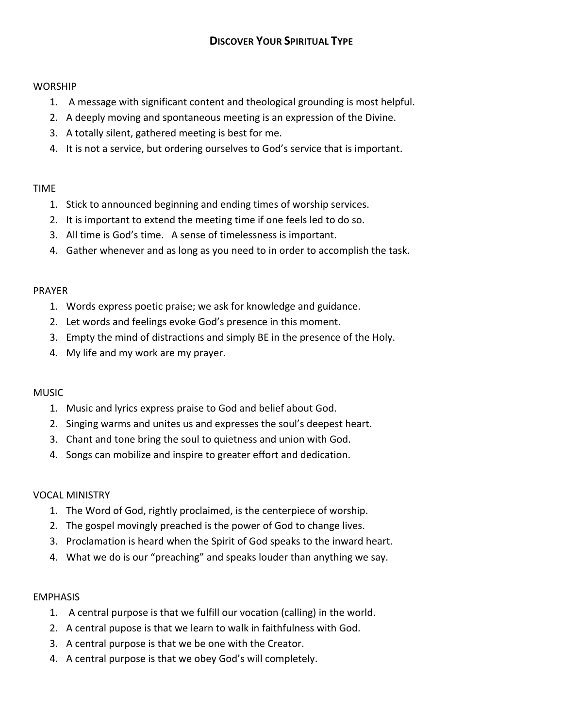# Discover Your Spiritual Type

WORSHIP

1. A message with significant content and theological grounding is most helpful.
2. A deeply moving and spontaneous meeting is an expression of the Divine.
3. A totally silent, gathered meeting is best for me.
4. It is not a service, but ordering ourselves to God's service that is important.

TIME

1. Stick to announced beginning and ending times of worship services.
2. It is important to extend the meeting time if one feels led to do so.
3. All time is God's time. A sense of timelessness is important.
4. Gather whenever and as long as you need to in order to accomplish the task.

PRAYER

1. Words express poetic praise; we ask for knowledge and guidance.
2. Let words and feelings evoke God's presence in this moment.
3. Empty the mind of distractions and simply BE in the presence of the Holy.
4. My life and my work are my prayer.

MUSIC

1. Music and lyrics express praise to God and belief about God.
2. Singing warms and unites us and expresses the soul's deepest heart.
3. Chant and tone bring the soul to quietness and union with God.
4. Songs can mobilize and inspire to greater effort and dedication.

VOCAL MINISTRY

1. The Word of God, rightly proclaimed, is the centerpiece of worship.
2. The gospel movingly preached is the power of God to change lives.
3. Proclamation is heard when the Spirit of God speaks to the inward heart.
4. What we do is our "preaching" and speaks louder than anything we say.

EMPHASIS

1. A central purpose is that we fulfill our vocation (calling) in the world.
2. A central pupose is that we learn to walk in faithfulness with God.
3. A central purpose is that we be one with the Creator.
4. A central purpose is that we obey God's will completely.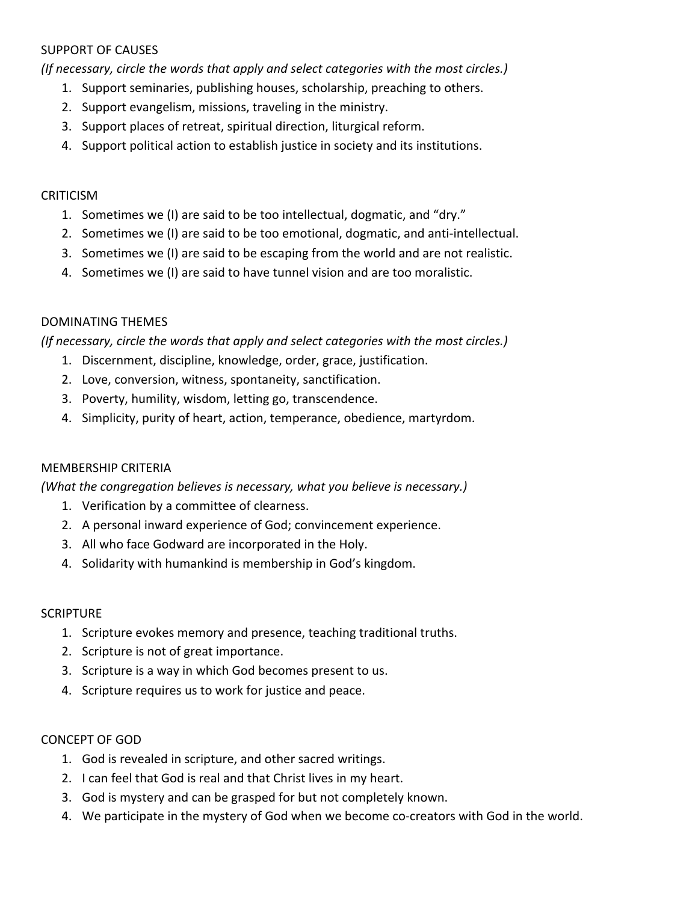SUPPORT OF CAUSES

*(If necessary, circle the words that apply and select categories with the most circles.)*

1. Support seminaries, publishing houses, scholarship, preaching to others.
2. Support evangelism, missions, traveling in the ministry.
3. Support places of retreat, spiritual direction, liturgical reform.
4. Support political action to establish justice in society and its institutions.

CRITICISM

1. Sometimes we (I) are said to be too intellectual, dogmatic, and “dry.”
2. Sometimes we (I) are said to be too emotional, dogmatic, and anti-intellectual.
3. Sometimes we (I) are said to be escaping from the world and are not realistic.
4. Sometimes we (I) are said to have tunnel vision and are too moralistic.

DOMINATING THEMES

*(If necessary, circle the words that apply and select categories with the most circles.)*

1. Discernment, discipline, knowledge, order, grace, justification.
2. Love, conversion, witness, spontaneity, sanctification.
3. Poverty, humility, wisdom, letting go, transcendence.
4. Simplicity, purity of heart, action, temperance, obedience, martyrdom.

MEMBERSHIP CRITERIA

*(What the congregation believes is necessary, what you believe is necessary.)*

1. Verification by a committee of clearness.
2. A personal inward experience of God; convincement experience.
3. All who face Godward are incorporated in the Holy.
4. Solidarity with humankind is membership in God’s kingdom.

SCRIPTURE

1. Scripture evokes memory and presence, teaching traditional truths.
2. Scripture is not of great importance.
3. Scripture is a way in which God becomes present to us.
4. Scripture requires us to work for justice and peace.

CONCEPT OF GOD

1. God is revealed in scripture, and other sacred writings.
2. I can feel that God is real and that Christ lives in my heart.
3. God is mystery and can be grasped for but not completely known.
4. We participate in the mystery of God when we become co-creators with God in the world.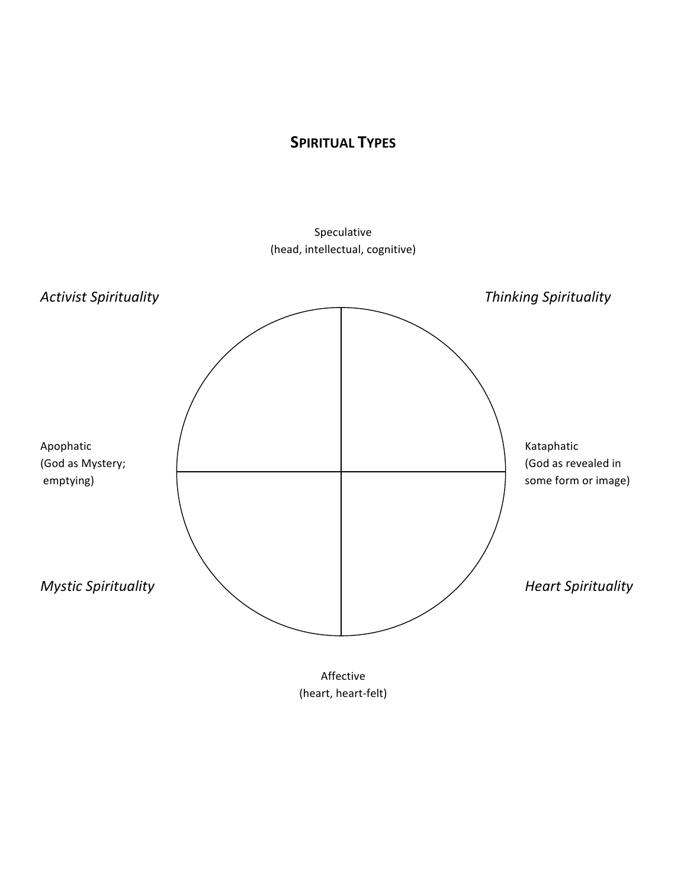# SPIRITUAL TYPES

Speculative
(head, intellectual, cognitive)

*Activist Spirituality*

*Thinking Spirituality*

Apophatic
(God as Mystery;
emptying)

Kataphatic
(God as revealed in
some form or image)

*Mystic Spirituality*

*Heart Spirituality*

Affective
(heart, heart-felt)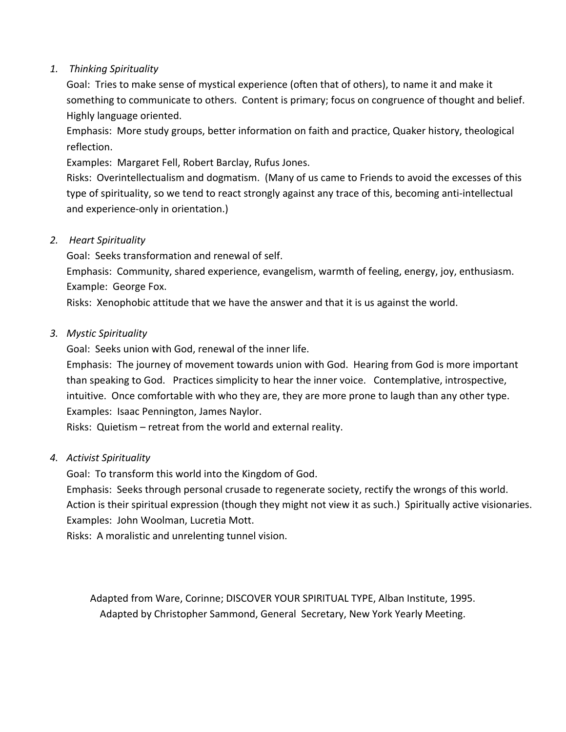1. *Thinking Spirituality*

   Goal: Tries to make sense of mystical experience (often that of others), to name it and make it something to communicate to others. Content is primary; focus on congruence of thought and belief. Highly language oriented.

   Emphasis: More study groups, better information on faith and practice, Quaker history, theological reflection.

   Examples: Margaret Fell, Robert Barclay, Rufus Jones.

   Risks: Overintellectualism and dogmatism. (Many of us came to Friends to avoid the excesses of this type of spirituality, so we tend to react strongly against any trace of this, becoming anti-intellectual and experience-only in orientation.)

2. *Heart Spirituality*

   Goal: Seeks transformation and renewal of self.

   Emphasis: Community, shared experience, evangelism, warmth of feeling, energy, joy, enthusiasm.

   Example: George Fox.

   Risks: Xenophobic attitude that we have the answer and that it is us against the world.

3. *Mystic Spirituality*

   Goal: Seeks union with God, renewal of the inner life.

   Emphasis: The journey of movement towards union with God. Hearing from God is more important than speaking to God. Practices simplicity to hear the inner voice. Contemplative, introspective, intuitive. Once comfortable with who they are, they are more prone to laugh than any other type.

   Examples: Isaac Pennington, James Naylor.

   Risks: Quietism – retreat from the world and external reality.

4. *Activist Spirituality*

   Goal: To transform this world into the Kingdom of God.

   Emphasis: Seeks through personal crusade to regenerate society, rectify the wrongs of this world. Action is their spiritual expression (though they might not view it as such.) Spiritually active visionaries.

   Examples: John Woolman, Lucretia Mott.

   Risks: A moralistic and unrelenting tunnel vision.

Adapted from Ware, Corinne; DISCOVER YOUR SPIRITUAL TYPE, Alban Institute, 1995.
Adapted by Christopher Sammond, General Secretary, New York Yearly Meeting.